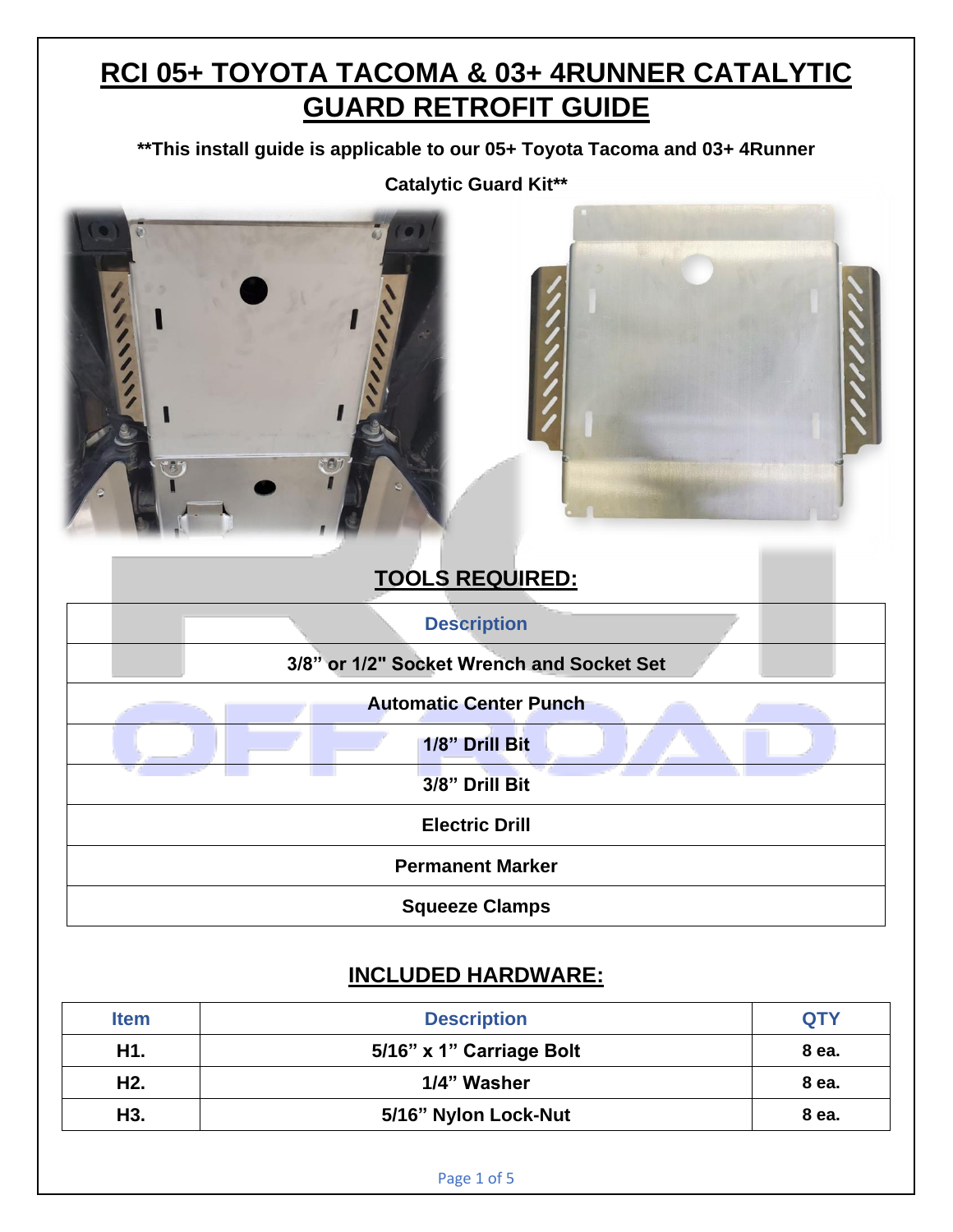# RCI 05+ TOYOTA TACOMA & 03+ 4RUNNER CATALYTIC GUARD RETROFIT GUIDE

**\*\*This install guide is applicable to our 05+ Toyota Tacoma and 03+ 4Runner Catalytic Guard Kit\*\***

## TOOLS REQUIRED:

| Description |
|---|
| 3/8" or 1/2" Socket Wrench and Socket Set |
| Automatic Center Punch |
| 1/8" Drill Bit |
| 3/8" Drill Bit |
| Electric Drill |
| Permanent Marker |
| Squeeze Clamps |

## INCLUDED HARDWARE:

| Item | Description | QTY |
|---|---|---|
| H1. | 5/16" x 1" Carriage Bolt | 8 ea. |
| H2. | 1/4" Washer | 8 ea. |
| H3. | 5/16" Nylon Lock-Nut | 8 ea. |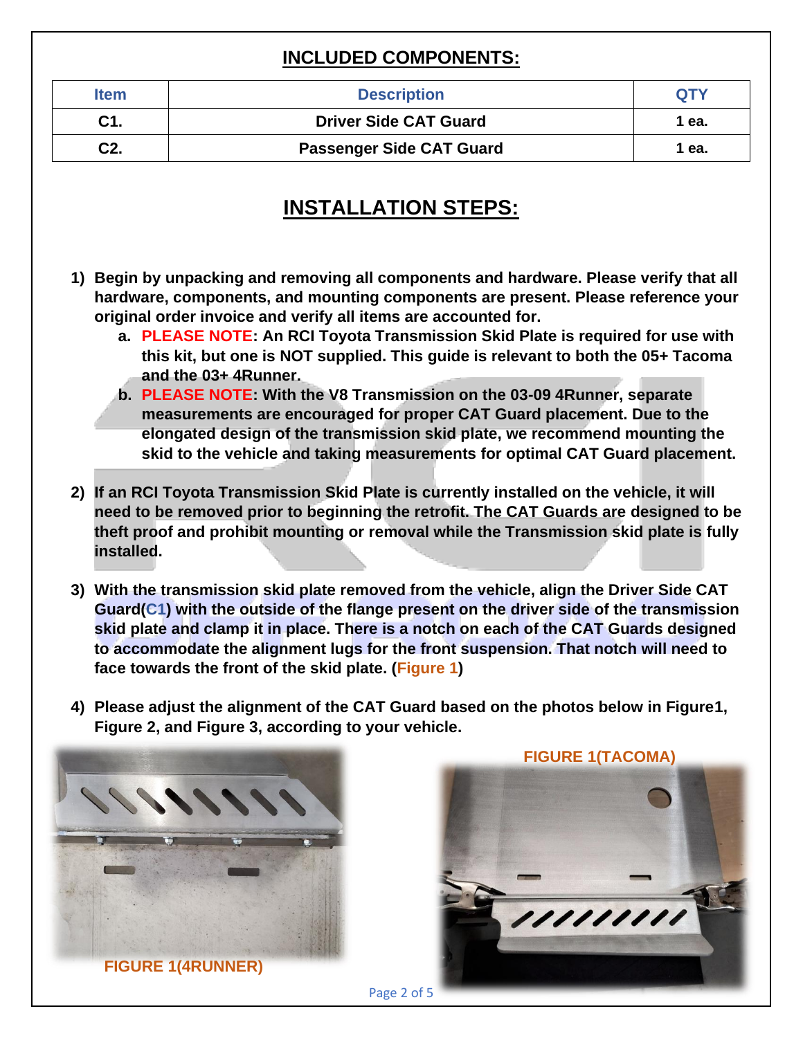## INCLUDED COMPONENTS:

| Item | Description | QTY |
|---|---|---|
| C1. | Driver Side CAT Guard | 1 ea. |
| C2. | Passenger Side CAT Guard | 1 ea. |

## INSTALLATION STEPS:

1) **Begin by unpacking and removing all components and hardware. Please verify that all hardware, components, and mounting components are present. Please reference your original order invoice and verify all items are accounted for.**
   a. **PLEASE NOTE: An RCI Toyota Transmission Skid Plate is required for use with this kit, but one is NOT supplied. This guide is relevant to both the 05+ Tacoma and the 03+ 4Runner.**
   b. **PLEASE NOTE: With the V8 Transmission on the 03-09 4Runner, separate measurements are encouraged for proper CAT Guard placement. Due to the elongated design of the transmission skid plate, we recommend mounting the skid to the vehicle and taking measurements for optimal CAT Guard placement.**

2) **If an RCI Toyota Transmission Skid Plate is currently installed on the vehicle, it will need to be removed prior to beginning the retrofit. The CAT Guards are designed to be theft proof and prohibit mounting or removal while the Transmission skid plate is fully installed.**

3) **With the transmission skid plate removed from the vehicle, align the Driver Side CAT Guard(C1) with the outside of the flange present on the driver side of the transmission skid plate and clamp it in place. There is a notch on each of the CAT Guards designed to accommodate the alignment lugs for the front suspension. That notch will need to face towards the front of the skid plate. (Figure 1)**

4) **Please adjust the alignment of the CAT Guard based on the photos below in Figure1, Figure 2, and Figure 3, according to your vehicle.**

FIGURE 1(4RUNNER)

FIGURE 1(TACOMA)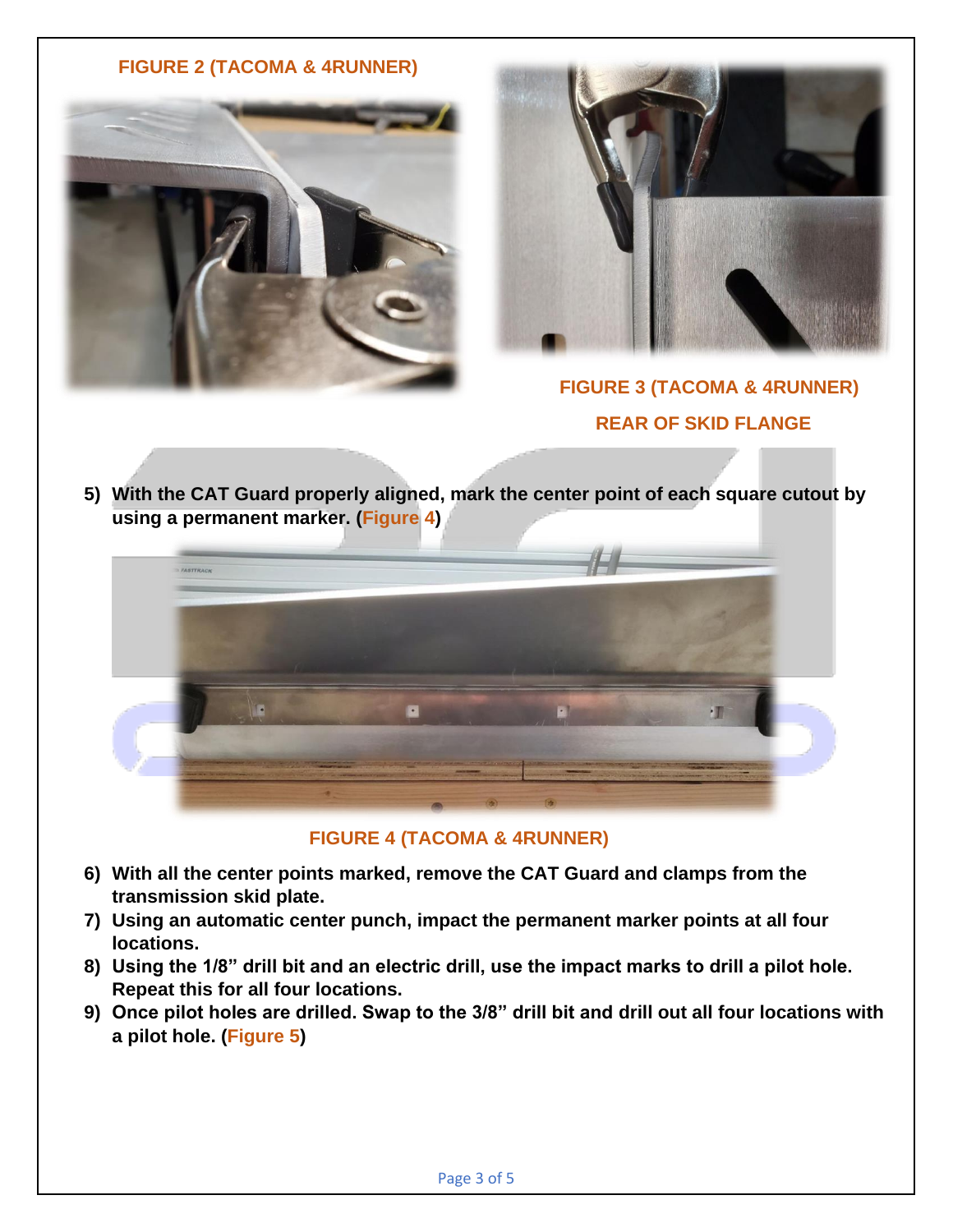**FIGURE 2 (TACOMA & 4RUNNER)**

**FIGURE 3 (TACOMA & 4RUNNER)**

**REAR OF SKID FLANGE**

5) **With the CAT Guard properly aligned, mark the center point of each square cutout by using a permanent marker. (Figure 4)**

**FIGURE 4 (TACOMA & 4RUNNER)**

6) **With all the center points marked, remove the CAT Guard and clamps from the transmission skid plate.**
7) **Using an automatic center punch, impact the permanent marker points at all four locations.**
8) **Using the 1/8" drill bit and an electric drill, use the impact marks to drill a pilot hole. Repeat this for all four locations.**
9) **Once pilot holes are drilled. Swap to the 3/8" drill bit and drill out all four locations with a pilot hole. (Figure 5)**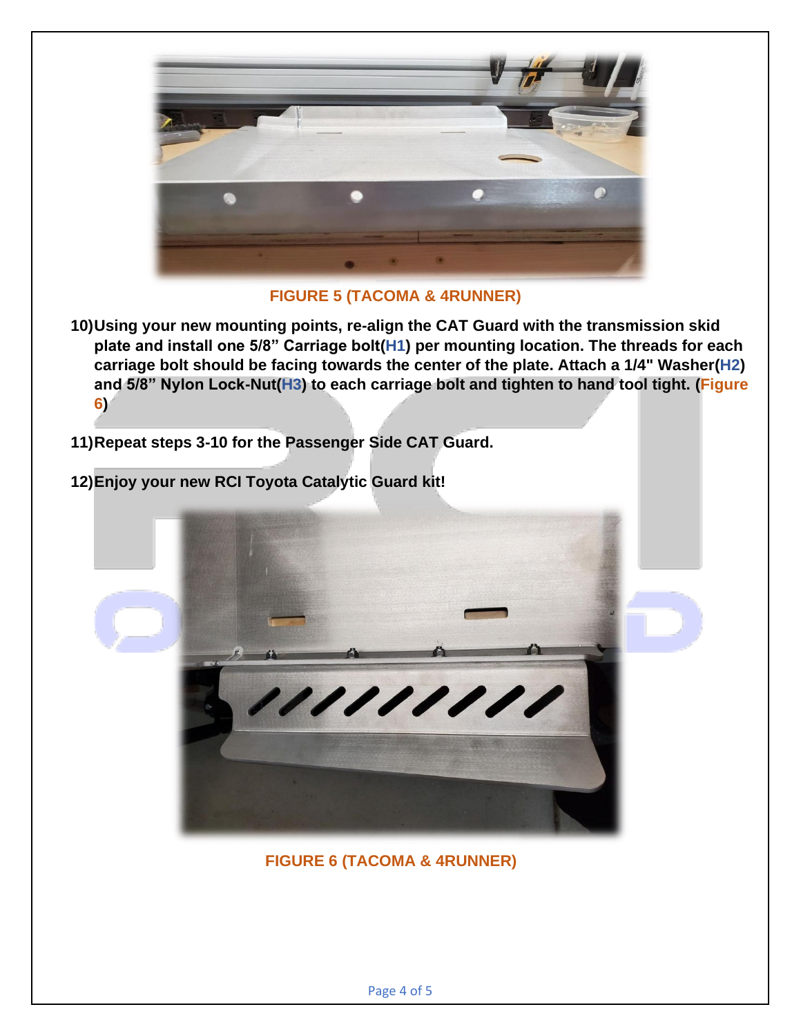**FIGURE 5 (TACOMA & 4RUNNER)**

10) **Using your new mounting points, re-align the CAT Guard with the transmission skid plate and install one 5/8" Carriage bolt(H1) per mounting location. The threads for each carriage bolt should be facing towards the center of the plate. Attach a 1/4" Washer(H2) and 5/8" Nylon Lock-Nut(H3) to each carriage bolt and tighten to hand tool tight. (Figure 6)**

11) **Repeat steps 3-10 for the Passenger Side CAT Guard.**

12) **Enjoy your new RCI Toyota Catalytic Guard kit!**

**FIGURE 6 (TACOMA & 4RUNNER)**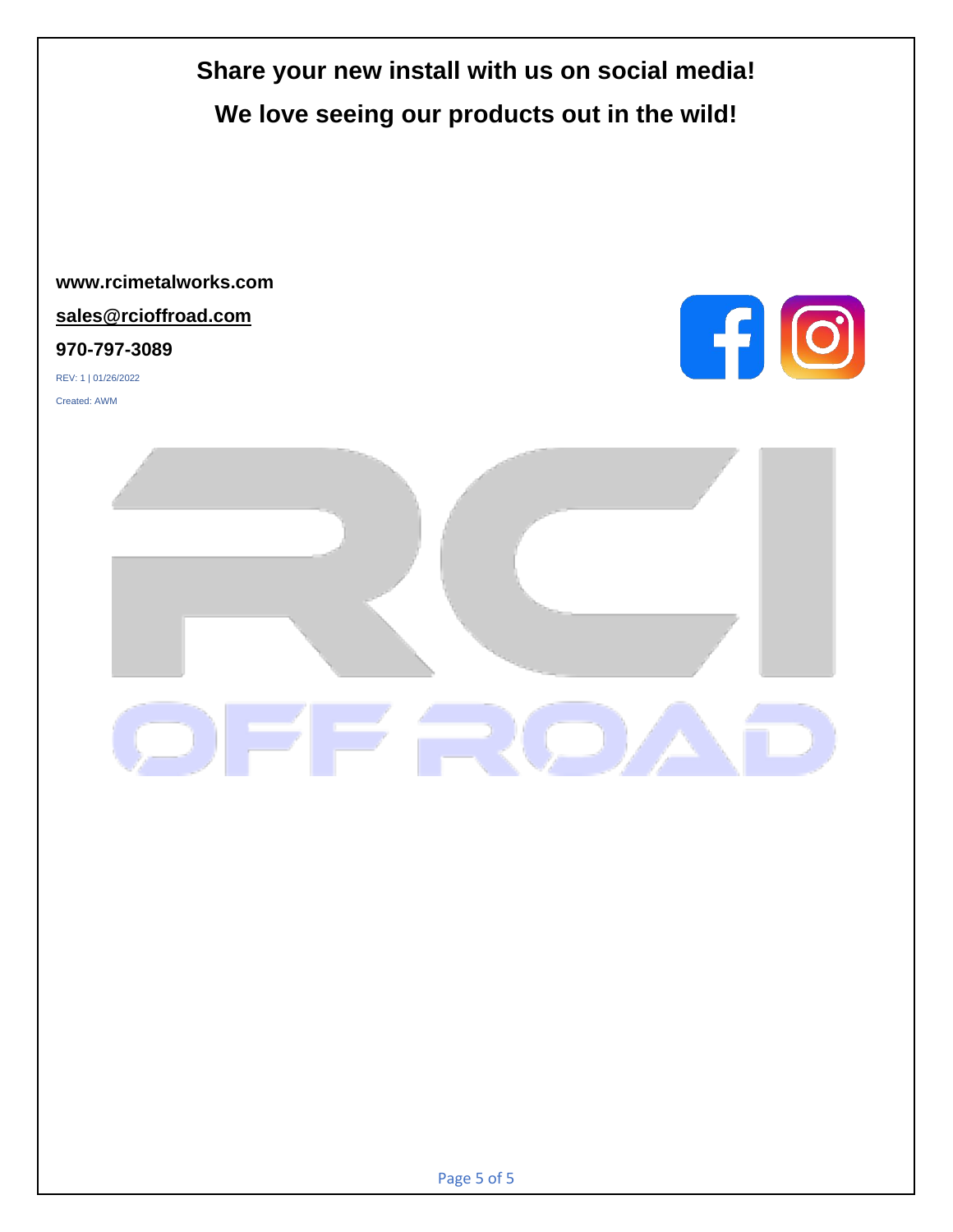**Share your new install with us on social media!**

**We love seeing our products out in the wild!**

**www.rcimetalworks.com**

**sales@rcioffroad.com**

**970-797-3089**

REV: 1 | 01/26/2022

Created: AWM